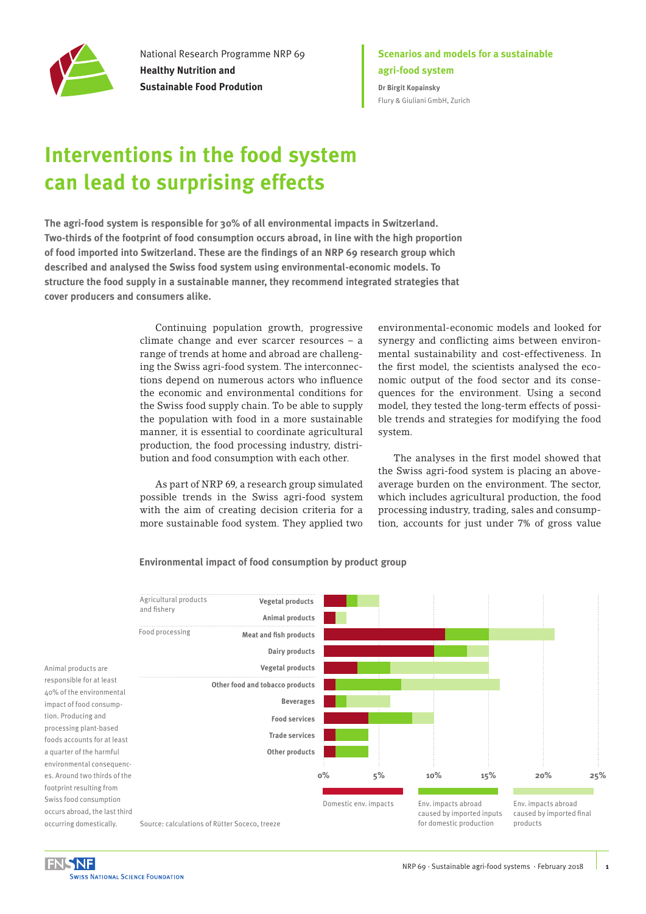National Research Programme NRP 69
**Healthy Nutrition and Sustainable Food Prodution**

**Scenarios and models for a sustainable agri-food system**
**Dr Birgit Kopainsky**
Flury & Giuliani GmbH, Zurich

# Interventions in the food system can lead to surprising effects

**The agri-food system is responsible for 30% of all environmental impacts in Switzerland. Two-thirds of the footprint of food consumption occurs abroad, in line with the high proportion of food imported into Switzerland. These are the findings of an NRP 69 research group which described and analysed the Swiss food system using environmental-economic models. To structure the food supply in a sustainable manner, they recommend integrated strategies that cover producers and consumers alike.**

Continuing population growth, progressive climate change and ever scarcer resources – a range of trends at home and abroad are challenging the Swiss agri-food system. The interconnections depend on numerous actors who influence the economic and environmental conditions for the Swiss food supply chain. To be able to supply the population with food in a more sustainable manner, it is essential to coordinate agricultural production, the food processing industry, distribution and food consumption with each other.

As part of NRP 69, a research group simulated possible trends in the Swiss agri-food system with the aim of creating decision criteria for a more sustainable food system. They applied two environmental-economic models and looked for synergy and conflicting aims between environmental sustainability and cost-effectiveness. In the first model, the scientists analysed the economic output of the food sector and its consequences for the environment. Using a second model, they tested the long-term effects of possible trends and strategies for modifying the food system.

The analyses in the first model showed that the Swiss agri-food system is placing an above-average burden on the environment. The sector, which includes agricultural production, the food processing industry, trading, sales and consumption, accounts for just under 7% of gross value

**Environmental impact of food consumption by product group**

| Category | Product group | Domestic env. impacts | Env. impacts abroad caused by imported inputs for domestic production | Env. impacts abroad caused by imported final products |
|---|---|---|---|---|
| Agricultural products and fishery | Vegetal products | ~2% | ~1% | ~2% |
| | Animal products | ~1% | | ~1% |
| Food processing | Meat and fish products | ~11% | ~4% | ~6% |
| | Dairy products | ~10% | ~3% | ~2% |
| | Vegetal products | ~3% | ~3% | ~9% |
| | Other food and tobacco products | ~1% | ~6% | ~9% |
| | Beverages | ~1% | ~1% | ~4% |
| | Food services | ~4% | ~4% | ~2% |
| | Trade services | ~1% | ~3% | |
| | Other products | ~1% | ~3% | |

Source: calculations of Rütter Soceco, treeze

Animal products are responsible for at least 40% of the environmental impact of food consumption. Producing and processing plant-based foods accounts for at least a quarter of the harmful environmental consequences. Around two thirds of the footprint resulting from Swiss food consumption occurs abroad, the last third occurring domestically.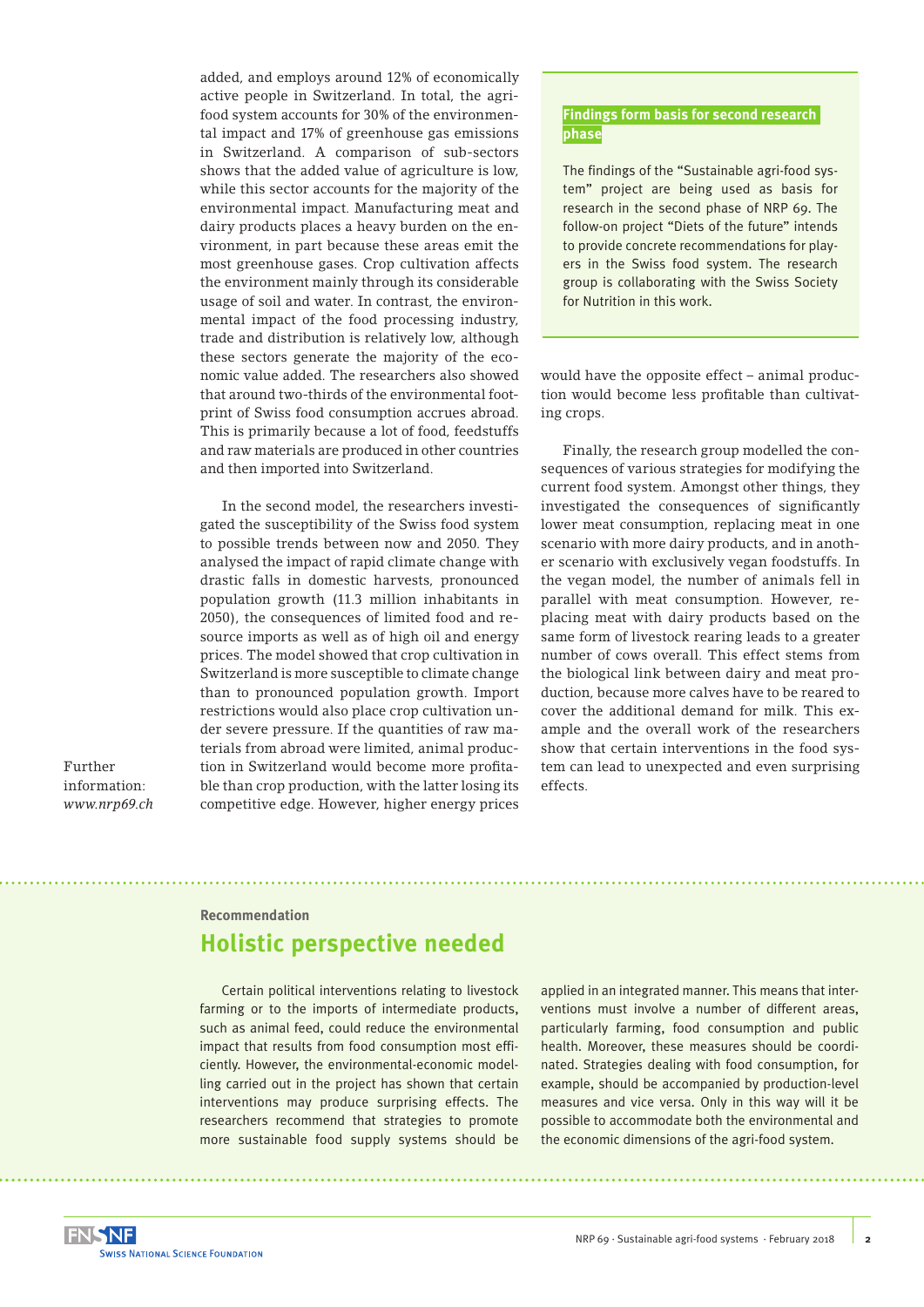added, and employs around 12% of economically active people in Switzerland. In total, the agri-food system accounts for 30% of the environmental impact and 17% of greenhouse gas emissions in Switzerland. A comparison of sub-sectors shows that the added value of agriculture is low, while this sector accounts for the majority of the environmental impact. Manufacturing meat and dairy products places a heavy burden on the environment, in part because these areas emit the most greenhouse gases. Crop cultivation affects the environment mainly through its considerable usage of soil and water. In contrast, the environmental impact of the food processing industry, trade and distribution is relatively low, although these sectors generate the majority of the economic value added. The researchers also showed that around two-thirds of the environmental footprint of Swiss food consumption accrues abroad. This is primarily because a lot of food, feedstuffs and raw materials are produced in other countries and then imported into Switzerland.

In the second model, the researchers investigated the susceptibility of the Swiss food system to possible trends between now and 2050. They analysed the impact of rapid climate change with drastic falls in domestic harvests, pronounced population growth (11.3 million inhabitants in 2050), the consequences of limited food and resource imports as well as of high oil and energy prices. The model showed that crop cultivation in Switzerland is more susceptible to climate change than to pronounced population growth. Import restrictions would also place crop cultivation under severe pressure. If the quantities of raw materials from abroad were limited, animal production in Switzerland would become more profitable than crop production, with the latter losing its competitive edge. However, higher energy prices would have the opposite effect – animal production would become less profitable than cultivating crops.

Finally, the research group modelled the consequences of various strategies for modifying the current food system. Amongst other things, they investigated the consequences of significantly lower meat consumption, replacing meat in one scenario with more dairy products, and in another scenario with exclusively vegan foodstuffs. In the vegan model, the number of animals fell in parallel with meat consumption. However, replacing meat with dairy products based on the same form of livestock rearing leads to a greater number of cows overall. This effect stems from the biological link between dairy and meat production, because more calves have to be reared to cover the additional demand for milk. This example and the overall work of the researchers show that certain interventions in the food system can lead to unexpected and even surprising effects.

Further information: *www.nrp69.ch*

**Findings form basis for second research phase**

The findings of the "Sustainable agri-food system" project are being used as basis for research in the second phase of NRP 69. The follow-on project "Diets of the future" intends to provide concrete recommendations for players in the Swiss food system. The research group is collaborating with the Swiss Society for Nutrition in this work.

Recommendation

## Holistic perspective needed

Certain political interventions relating to livestock farming or to the imports of intermediate products, such as animal feed, could reduce the environmental impact that results from food consumption most efficiently. However, the environmental-economic modelling carried out in the project has shown that certain interventions may produce surprising effects. The researchers recommend that strategies to promote more sustainable food supply systems should be applied in an integrated manner. This means that interventions must involve a number of different areas, particularly farming, food consumption and public health. Moreover, these measures should be coordinated. Strategies dealing with food consumption, for example, should be accompanied by production-level measures and vice versa. Only in this way will it be possible to accommodate both the environmental and the economic dimensions of the agri-food system.